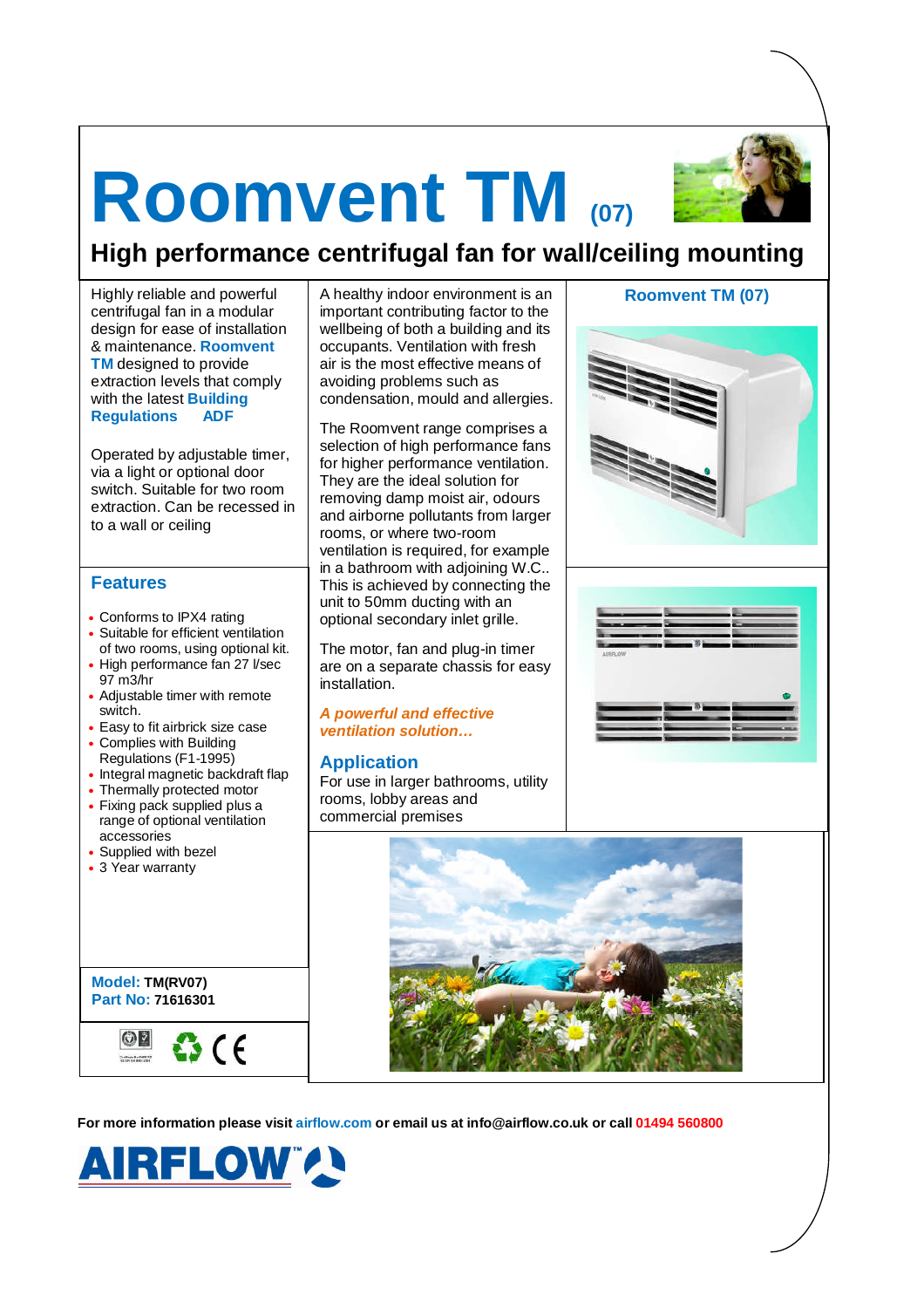# Roomvent TM (07)

## High performance centrifugal fan for wall/ceiling mounting

Highly reliable and powerful centrifugal fan in a modular design for ease of installation & maintenance. **Roomvent TM** designed to provide extraction levels that comply with the latest **Building Regulations ADF**

Operated by adjustable timer, via a light or optional door switch. Suitable for two room extraction. Can be recessed in to a wall or ceiling

### Features

- Conforms to IPX4 rating
- Suitable for efficient ventilation of two rooms, using optional kit.
- High performance fan 27 l/sec 97 m3/hr
- Adjustable timer with remote switch.
- Easy to fit airbrick size case
- Complies with Building Regulations (F1-1995)
- Integral magnetic backdraft flap
- Thermally protected motor
- Fixing pack supplied plus a range of optional ventilation accessories
- Supplied with bezel
- 3 Year warranty

**Model:** **TM(RV07)**
**Part No:** **71616301**

A healthy indoor environment is an important contributing factor to the wellbeing of both a building and its occupants. Ventilation with fresh air is the most effective means of avoiding problems such as condensation, mould and allergies.

The Roomvent range comprises a selection of high performance fans for higher performance ventilation. They are the ideal solution for removing damp moist air, odours and airborne pollutants from larger rooms, or where two-room ventilation is required, for example in a bathroom with adjoining W.C.. This is achieved by connecting the unit to 50mm ducting with an optional secondary inlet grille.

The motor, fan and plug-in timer are on a separate chassis for easy installation.

***A powerful and effective ventilation solution…***

### Application

For use in larger bathrooms, utility rooms, lobby areas and commercial premises

**Roomvent TM (07)**

**For more information please visit airflow.com or email us at info@airflow.co.uk or call 01494 560800**

AIRFLOW™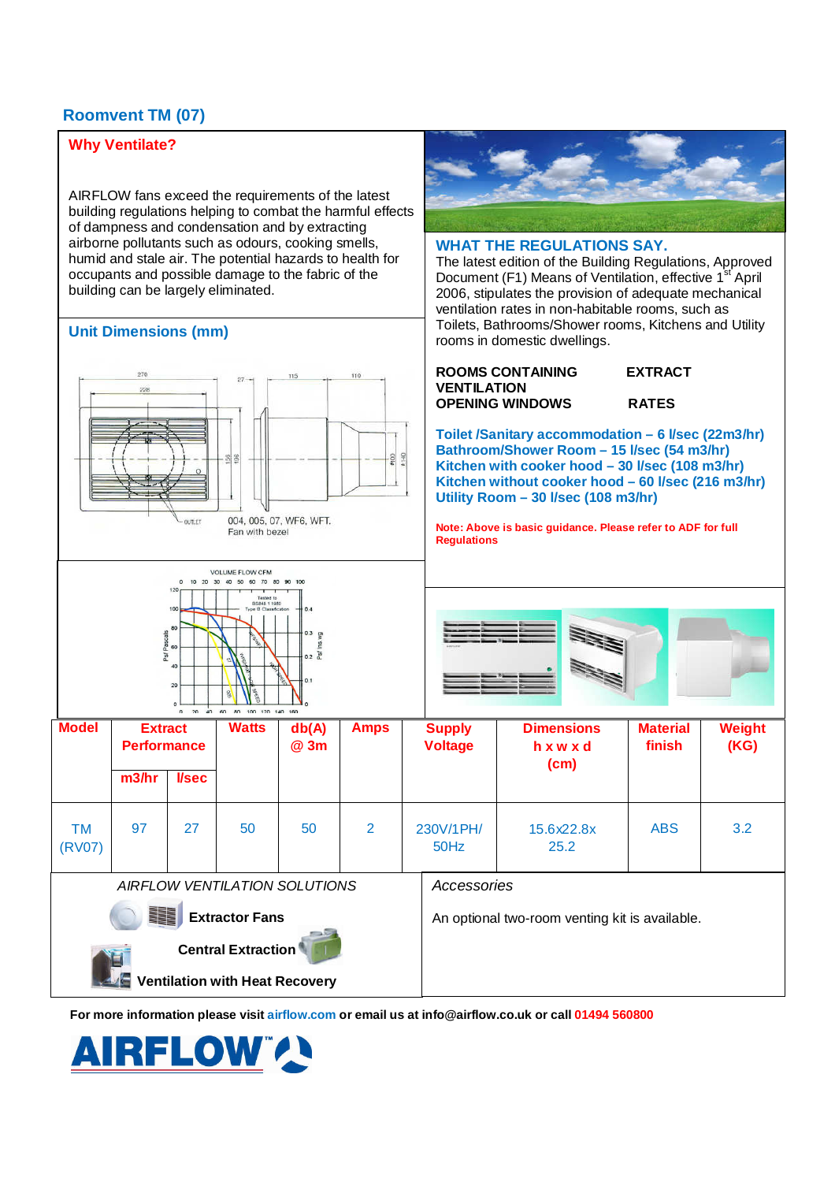## Roomvent TM (07)

### Why Ventilate?

AIRFLOW fans exceed the requirements of the latest building regulations helping to combat the harmful effects of dampness and condensation and by extracting airborne pollutants such as odours, cooking smells, humid and stale air. The potential hazards to health for occupants and possible damage to the fabric of the building can be largely eliminated.

### WHAT THE REGULATIONS SAY.

The latest edition of the Building Regulations, Approved Document (F1) Means of Ventilation, effective 1st April 2006, stipulates the provision of adequate mechanical ventilation rates in non-habitable rooms, such as Toilets, Bathrooms/Shower rooms, Kitchens and Utility rooms in domestic dwellings.

| ROOMS CONTAINING VENTILATION OPENING WINDOWS | EXTRACT RATES |
|---|---|

**Toilet /Sanitary accommodation – 6 l/sec (22m3/hr)**
**Bathroom/Shower Room – 15 l/sec (54 m3/hr)**
**Kitchen with cooker hood – 30 l/sec (108 m3/hr)**
**Kitchen without cooker hood – 60 l/sec (216 m3/hr)**
**Utility Room – 30 l/sec (108 m3/hr)**

**Note: Above is basic guidance. Please refer to ADF for full Regulations**

### Unit Dimensions (mm)

004, 005, 07, WF6, WFT.
Fan with bezel

| Model | Extract Performance | | Watts | db(A) @ 3m | Amps | Supply Voltage | Dimensions h x w x d (cm) | Material finish | Weight (KG) |
|---|---|---|---|---|---|---|---|---|---|
| | m3/hr | l/sec | | | | | | | |
| TM (RV07) | 97 | 27 | 50 | 50 | 2 | 230V/1PH/ 50Hz | 15.6x22.8x 25.2 | ABS | 3.2 |

*AIRFLOW VENTILATION SOLUTIONS*

**Extractor Fans**

**Central Extraction**

**Ventilation with Heat Recovery**

*Accessories*

An optional two-room venting kit is available.

**For more information please visit airflow.com or email us at info@airflow.co.uk or call 01494 560800**

AIRFLOW™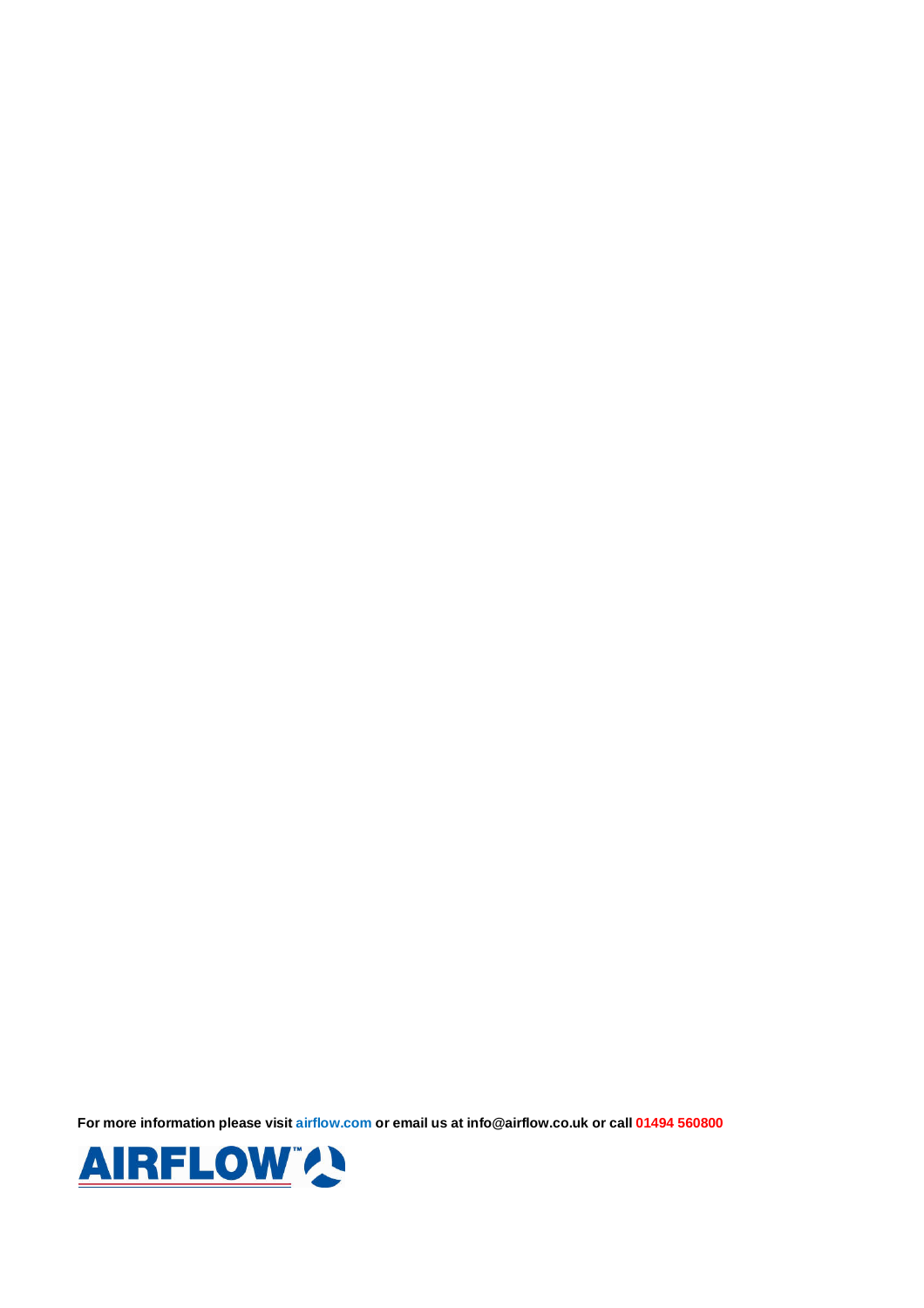**For more information please visit airflow.com or email us at info@airflow.co.uk or call 01494 560800**

AIRFLOW™